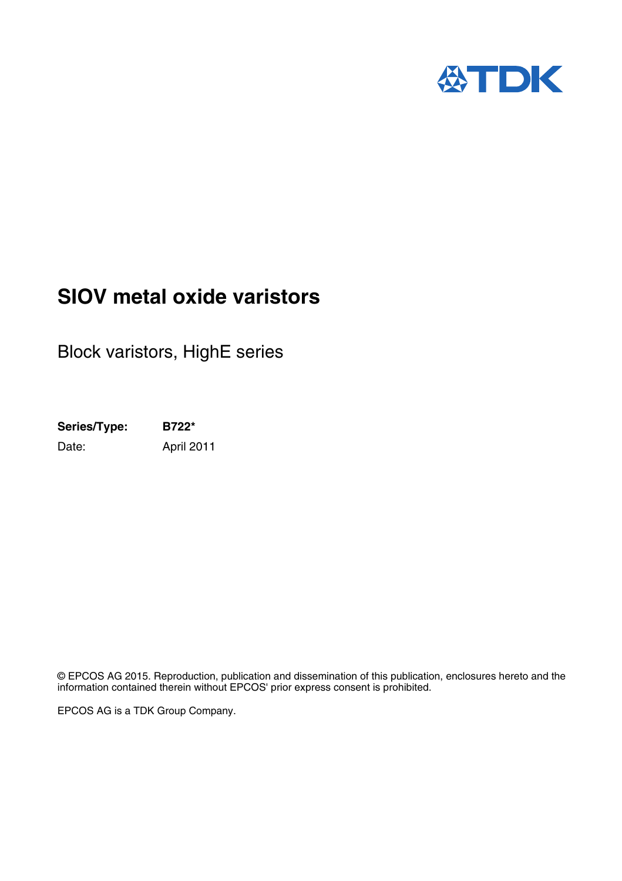# SIOV metal oxide varistors

Block varistors, HighE series

| **Series/Type:** | **B722*** |
|---|---|
| Date: | April 2011 |

© EPCOS AG 2015. Reproduction, publication and dissemination of this publication, enclosures hereto and the information contained therein without EPCOS' prior express consent is prohibited.

EPCOS AG is a TDK Group Company.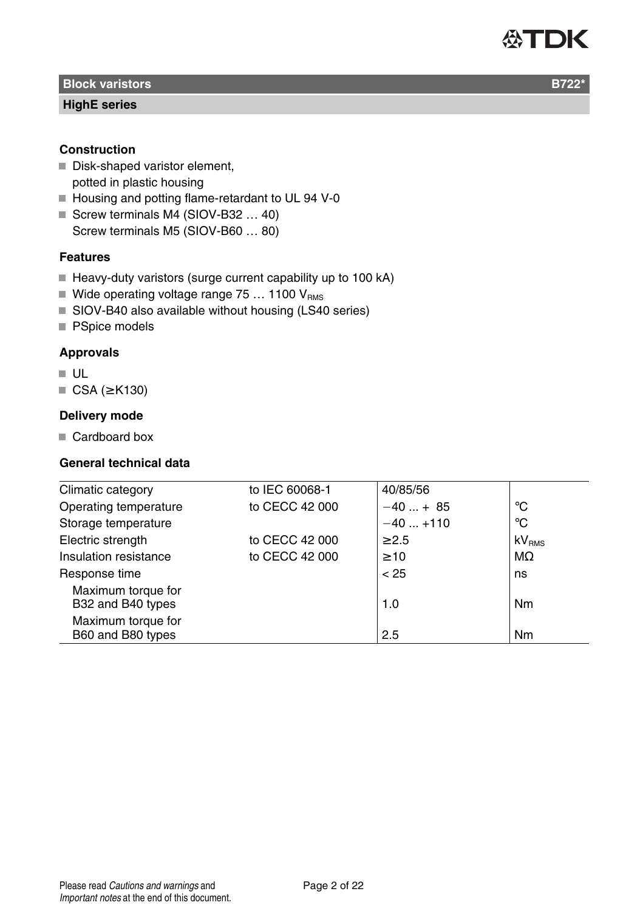## Block varistors B722*

### HighE series

**Construction**

- Disk-shaped varistor element, potted in plastic housing
- Housing and potting flame-retardant to UL 94 V-0
- Screw terminals M4 (SIOV-B32 … 40)
  Screw terminals M5 (SIOV-B60 … 80)

**Features**

- Heavy-duty varistors (surge current capability up to 100 kA)
- Wide operating voltage range 75 … 1100 $V_{RMS}$
- SIOV-B40 also available without housing (LS40 series)
- PSpice models

**Approvals**

- UL
- CSA (≥K130)

**Delivery mode**

- Cardboard box

**General technical data**

| | | | |
|---|---|---|---|
| Climatic category | to IEC 60068-1 | 40/85/56 | |
| Operating temperature | to CECC 42 000 | −40 ... + 85 | °C |
| Storage temperature | | −40 ... +110 | °C |
| Electric strength | to CECC 42 000 | ≥2.5 | $kV_{RMS}$ |
| Insulation resistance | to CECC 42 000 | ≥10 | MΩ |
| Response time | | < 25 | ns |
| Maximum torque for B32 and B40 types | | 1.0 | Nm |
| Maximum torque for B60 and B80 types | | 2.5 | Nm |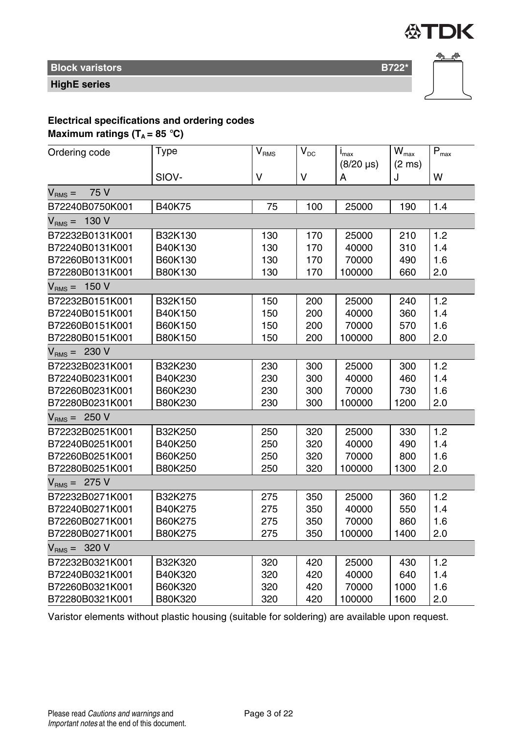**Block varistors** **B722***

**HighE series**

**Electrical specifications and ordering codes**

**Maximum ratings ($T_A$ = 85 °C)**

| Ordering code | Type | $V_{RMS}$ | $V_{DC}$ | $i_{max}$ (8/20 µs) | $W_{max}$ (2 ms) | $P_{max}$ |
|---|---|---|---|---|---|---|
| | SIOV- | V | V | A | J | W |
| $V_{RMS}$ = 75 V | | | | | | |
| B72240B0750K001 | B40K75 | 75 | 100 | 25000 | 190 | 1.4 |
| $V_{RMS}$ = 130 V | | | | | | |
| B72232B0131K001 | B32K130 | 130 | 170 | 25000 | 210 | 1.2 |
| B72240B0131K001 | B40K130 | 130 | 170 | 40000 | 310 | 1.4 |
| B72260B0131K001 | B60K130 | 130 | 170 | 70000 | 490 | 1.6 |
| B72280B0131K001 | B80K130 | 130 | 170 | 100000 | 660 | 2.0 |
| $V_{RMS}$ = 150 V | | | | | | |
| B72232B0151K001 | B32K150 | 150 | 200 | 25000 | 240 | 1.2 |
| B72240B0151K001 | B40K150 | 150 | 200 | 40000 | 360 | 1.4 |
| B72260B0151K001 | B60K150 | 150 | 200 | 70000 | 570 | 1.6 |
| B72280B0151K001 | B80K150 | 150 | 200 | 100000 | 800 | 2.0 |
| $V_{RMS}$ = 230 V | | | | | | |
| B72232B0231K001 | B32K230 | 230 | 300 | 25000 | 300 | 1.2 |
| B72240B0231K001 | B40K230 | 230 | 300 | 40000 | 460 | 1.4 |
| B72260B0231K001 | B60K230 | 230 | 300 | 70000 | 730 | 1.6 |
| B72280B0231K001 | B80K230 | 230 | 300 | 100000 | 1200 | 2.0 |
| $V_{RMS}$ = 250 V | | | | | | |
| B72232B0251K001 | B32K250 | 250 | 320 | 25000 | 330 | 1.2 |
| B72240B0251K001 | B40K250 | 250 | 320 | 40000 | 490 | 1.4 |
| B72260B0251K001 | B60K250 | 250 | 320 | 70000 | 800 | 1.6 |
| B72280B0251K001 | B80K250 | 250 | 320 | 100000 | 1300 | 2.0 |
| $V_{RMS}$ = 275 V | | | | | | |
| B72232B0271K001 | B32K275 | 275 | 350 | 25000 | 360 | 1.2 |
| B72240B0271K001 | B40K275 | 275 | 350 | 40000 | 550 | 1.4 |
| B72260B0271K001 | B60K275 | 275 | 350 | 70000 | 860 | 1.6 |
| B72280B0271K001 | B80K275 | 275 | 350 | 100000 | 1400 | 2.0 |
| $V_{RMS}$ = 320 V | | | | | | |
| B72232B0321K001 | B32K320 | 320 | 420 | 25000 | 430 | 1.2 |
| B72240B0321K001 | B40K320 | 320 | 420 | 40000 | 640 | 1.4 |
| B72260B0321K001 | B60K320 | 320 | 420 | 70000 | 1000 | 1.6 |
| B72280B0321K001 | B80K320 | 320 | 420 | 100000 | 1600 | 2.0 |

Varistor elements without plastic housing (suitable for soldering) are available upon request.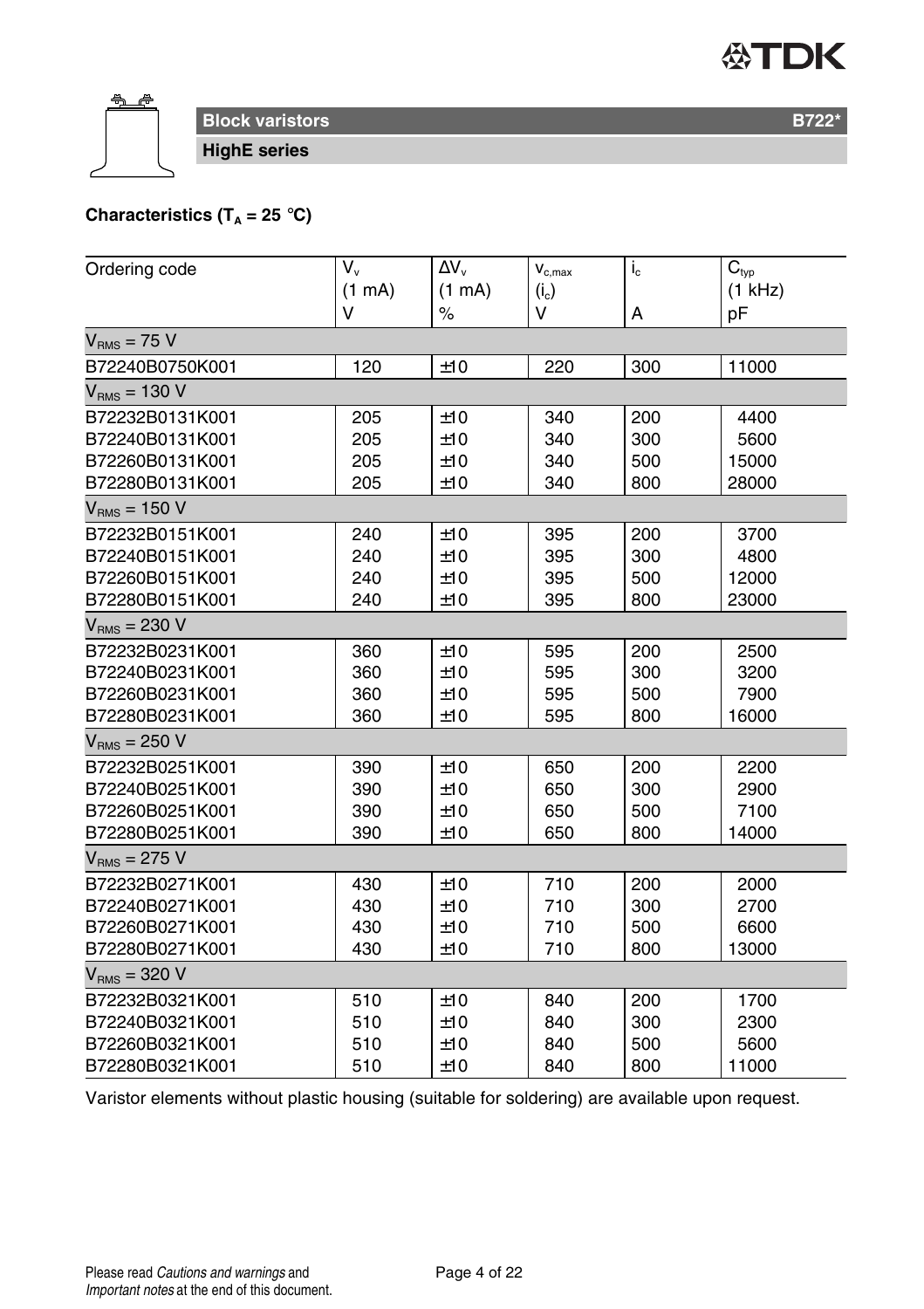## Block varistors

### HighE series

**Characteristics ($T_A$ = 25 °C)**

| Ordering code | $V_v$ (1 mA) V | $\Delta V_v$ (1 mA) % | $v_{c,max}$ ($i_c$) V | $i_c$ A | $C_{typ}$ (1 kHz) pF |
|---|---|---|---|---|---|
| **$V_{RMS}$ = 75 V** | | | | | |
| B72240B0750K001 | 120 | ±10 | 220 | 300 | 11000 |
| **$V_{RMS}$ = 130 V** | | | | | |
| B72232B0131K001 | 205 | ±10 | 340 | 200 | 4400 |
| B72240B0131K001 | 205 | ±10 | 340 | 300 | 5600 |
| B72260B0131K001 | 205 | ±10 | 340 | 500 | 15000 |
| B72280B0131K001 | 205 | ±10 | 340 | 800 | 28000 |
| **$V_{RMS}$ = 150 V** | | | | | |
| B72232B0151K001 | 240 | ±10 | 395 | 200 | 3700 |
| B72240B0151K001 | 240 | ±10 | 395 | 300 | 4800 |
| B72260B0151K001 | 240 | ±10 | 395 | 500 | 12000 |
| B72280B0151K001 | 240 | ±10 | 395 | 800 | 23000 |
| **$V_{RMS}$ = 230 V** | | | | | |
| B72232B0231K001 | 360 | ±10 | 595 | 200 | 2500 |
| B72240B0231K001 | 360 | ±10 | 595 | 300 | 3200 |
| B72260B0231K001 | 360 | ±10 | 595 | 500 | 7900 |
| B72280B0231K001 | 360 | ±10 | 595 | 800 | 16000 |
| **$V_{RMS}$ = 250 V** | | | | | |
| B72232B0251K001 | 390 | ±10 | 650 | 200 | 2200 |
| B72240B0251K001 | 390 | ±10 | 650 | 300 | 2900 |
| B72260B0251K001 | 390 | ±10 | 650 | 500 | 7100 |
| B72280B0251K001 | 390 | ±10 | 650 | 800 | 14000 |
| **$V_{RMS}$ = 275 V** | | | | | |
| B72232B0271K001 | 430 | ±10 | 710 | 200 | 2000 |
| B72240B0271K001 | 430 | ±10 | 710 | 300 | 2700 |
| B72260B0271K001 | 430 | ±10 | 710 | 500 | 6600 |
| B72280B0271K001 | 430 | ±10 | 710 | 800 | 13000 |
| **$V_{RMS}$ = 320 V** | | | | | |
| B72232B0321K001 | 510 | ±10 | 840 | 200 | 1700 |
| B72240B0321K001 | 510 | ±10 | 840 | 300 | 2300 |
| B72260B0321K001 | 510 | ±10 | 840 | 500 | 5600 |
| B72280B0321K001 | 510 | ±10 | 840 | 800 | 11000 |

Varistor elements without plastic housing (suitable for soldering) are available upon request.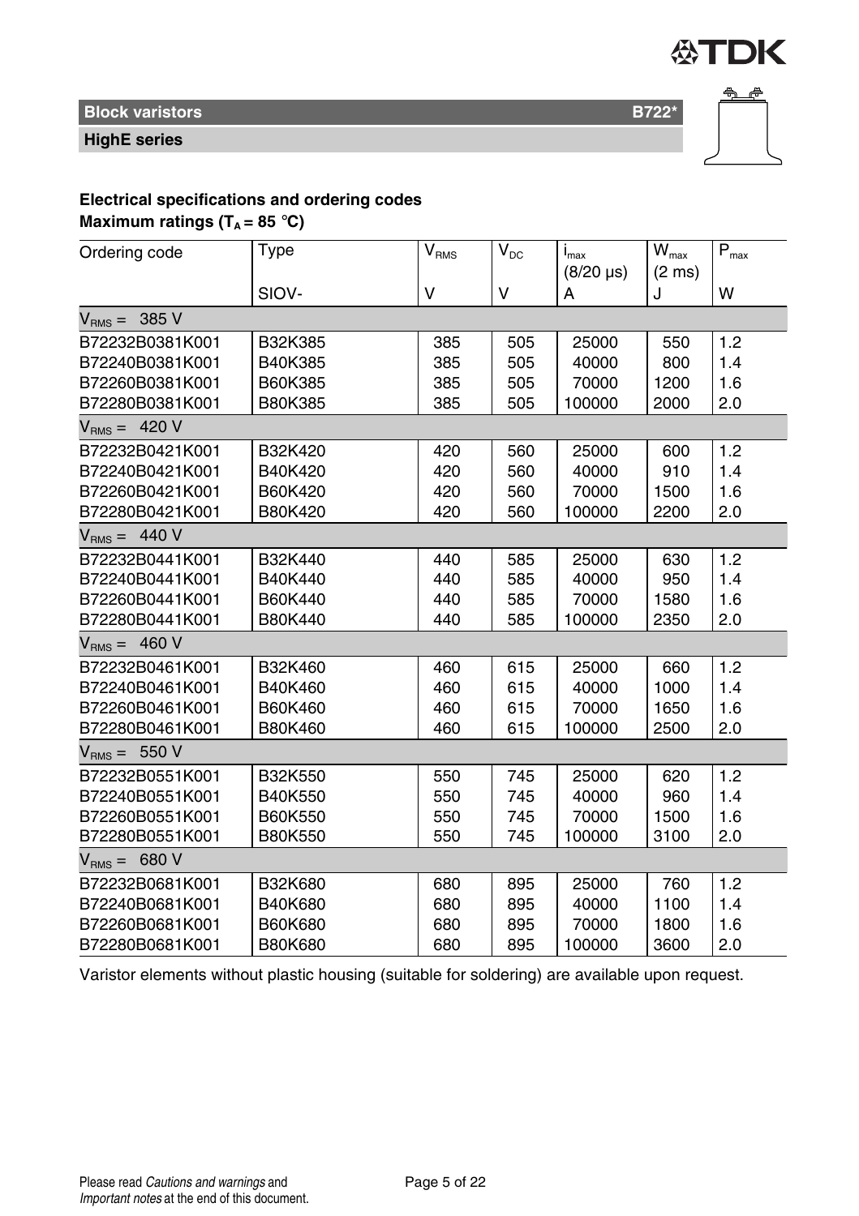## Block varistors B722*

### HighE series

**Electrical specifications and ordering codes**
**Maximum ratings ($T_A$ = 85 °C)**

| Ordering code | Type | $V_{RMS}$ | $V_{DC}$ | $i_{max}$ (8/20 µs) | $W_{max}$ (2 ms) | $P_{max}$ |
|---|---|---|---|---|---|---|
| | SIOV- | V | V | A | J | W |
| $V_{RMS}$ = 385 V | | | | | | |
| B72232B0381K001 | B32K385 | 385 | 505 | 25000 | 550 | 1.2 |
| B72240B0381K001 | B40K385 | 385 | 505 | 40000 | 800 | 1.4 |
| B72260B0381K001 | B60K385 | 385 | 505 | 70000 | 1200 | 1.6 |
| B72280B0381K001 | B80K385 | 385 | 505 | 100000 | 2000 | 2.0 |
| $V_{RMS}$ = 420 V | | | | | | |
| B72232B0421K001 | B32K420 | 420 | 560 | 25000 | 600 | 1.2 |
| B72240B0421K001 | B40K420 | 420 | 560 | 40000 | 910 | 1.4 |
| B72260B0421K001 | B60K420 | 420 | 560 | 70000 | 1500 | 1.6 |
| B72280B0421K001 | B80K420 | 420 | 560 | 100000 | 2200 | 2.0 |
| $V_{RMS}$ = 440 V | | | | | | |
| B72232B0441K001 | B32K440 | 440 | 585 | 25000 | 630 | 1.2 |
| B72240B0441K001 | B40K440 | 440 | 585 | 40000 | 950 | 1.4 |
| B72260B0441K001 | B60K440 | 440 | 585 | 70000 | 1580 | 1.6 |
| B72280B0441K001 | B80K440 | 440 | 585 | 100000 | 2350 | 2.0 |
| $V_{RMS}$ = 460 V | | | | | | |
| B72232B0461K001 | B32K460 | 460 | 615 | 25000 | 660 | 1.2 |
| B72240B0461K001 | B40K460 | 460 | 615 | 40000 | 1000 | 1.4 |
| B72260B0461K001 | B60K460 | 460 | 615 | 70000 | 1650 | 1.6 |
| B72280B0461K001 | B80K460 | 460 | 615 | 100000 | 2500 | 2.0 |
| $V_{RMS}$ = 550 V | | | | | | |
| B72232B0551K001 | B32K550 | 550 | 745 | 25000 | 620 | 1.2 |
| B72240B0551K001 | B40K550 | 550 | 745 | 40000 | 960 | 1.4 |
| B72260B0551K001 | B60K550 | 550 | 745 | 70000 | 1500 | 1.6 |
| B72280B0551K001 | B80K550 | 550 | 745 | 100000 | 3100 | 2.0 |
| $V_{RMS}$ = 680 V | | | | | | |
| B72232B0681K001 | B32K680 | 680 | 895 | 25000 | 760 | 1.2 |
| B72240B0681K001 | B40K680 | 680 | 895 | 40000 | 1100 | 1.4 |
| B72260B0681K001 | B60K680 | 680 | 895 | 70000 | 1800 | 1.6 |
| B72280B0681K001 | B80K680 | 680 | 895 | 100000 | 3600 | 2.0 |

Varistor elements without plastic housing (suitable for soldering) are available upon request.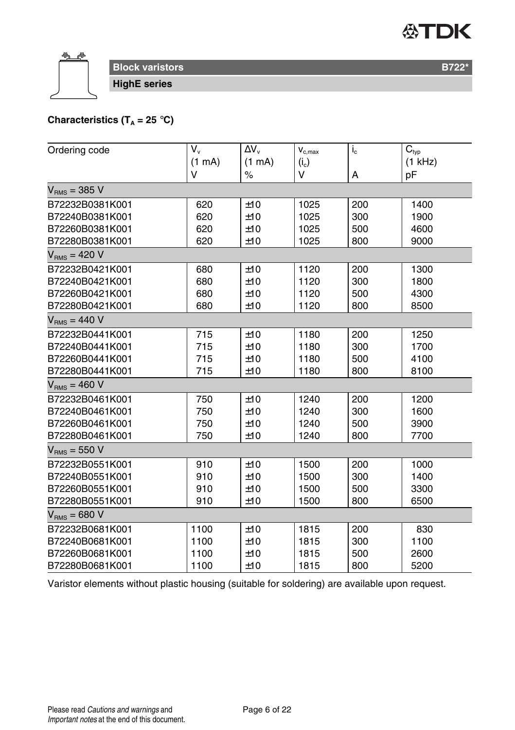## Block varistors

### HighE series

**Characteristics ($T_A$ = 25 °C)**

| Ordering code | $V_v$ (1 mA) V | $\Delta V_v$ (1 mA) % | $v_{c,max}$ ($i_c$) V | $i_c$ A | $C_{typ}$ (1 kHz) pF |
|---|---|---|---|---|---|
| **$V_{RMS}$ = 385 V** | | | | | |
| B72232B0381K001 | 620 | ±10 | 1025 | 200 | 1400 |
| B72240B0381K001 | 620 | ±10 | 1025 | 300 | 1900 |
| B72260B0381K001 | 620 | ±10 | 1025 | 500 | 4600 |
| B72280B0381K001 | 620 | ±10 | 1025 | 800 | 9000 |
| **$V_{RMS}$ = 420 V** | | | | | |
| B72232B0421K001 | 680 | ±10 | 1120 | 200 | 1300 |
| B72240B0421K001 | 680 | ±10 | 1120 | 300 | 1800 |
| B72260B0421K001 | 680 | ±10 | 1120 | 500 | 4300 |
| B72280B0421K001 | 680 | ±10 | 1120 | 800 | 8500 |
| **$V_{RMS}$ = 440 V** | | | | | |
| B72232B0441K001 | 715 | ±10 | 1180 | 200 | 1250 |
| B72240B0441K001 | 715 | ±10 | 1180 | 300 | 1700 |
| B72260B0441K001 | 715 | ±10 | 1180 | 500 | 4100 |
| B72280B0441K001 | 715 | ±10 | 1180 | 800 | 8100 |
| **$V_{RMS}$ = 460 V** | | | | | |
| B72232B0461K001 | 750 | ±10 | 1240 | 200 | 1200 |
| B72240B0461K001 | 750 | ±10 | 1240 | 300 | 1600 |
| B72260B0461K001 | 750 | ±10 | 1240 | 500 | 3900 |
| B72280B0461K001 | 750 | ±10 | 1240 | 800 | 7700 |
| **$V_{RMS}$ = 550 V** | | | | | |
| B72232B0551K001 | 910 | ±10 | 1500 | 200 | 1000 |
| B72240B0551K001 | 910 | ±10 | 1500 | 300 | 1400 |
| B72260B0551K001 | 910 | ±10 | 1500 | 500 | 3300 |
| B72280B0551K001 | 910 | ±10 | 1500 | 800 | 6500 |
| **$V_{RMS}$ = 680 V** | | | | | |
| B72232B0681K001 | 1100 | ±10 | 1815 | 200 | 830 |
| B72240B0681K001 | 1100 | ±10 | 1815 | 300 | 1100 |
| B72260B0681K001 | 1100 | ±10 | 1815 | 500 | 2600 |
| B72280B0681K001 | 1100 | ±10 | 1815 | 800 | 5200 |

Varistor elements without plastic housing (suitable for soldering) are available upon request.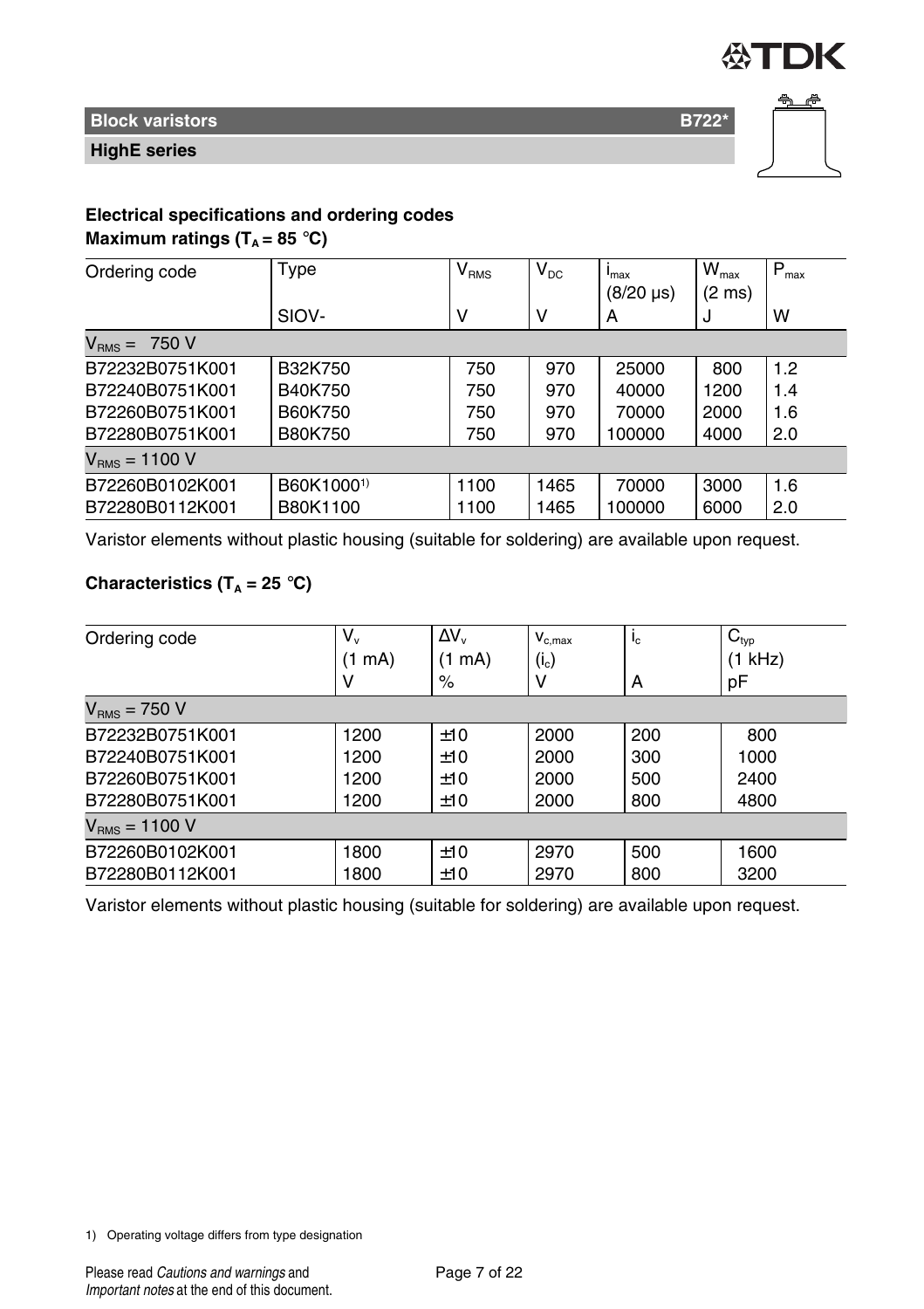## Block varistors B722*

### HighE series

**Electrical specifications and ordering codes**

**Maximum ratings ($T_A$ = 85 °C)**

| Ordering code | Type | $V_{RMS}$ | $V_{DC}$ | $i_{max}$ (8/20 µs) | $W_{max}$ (2 ms) | $P_{max}$ |
|---|---|---|---|---|---|---|
| | SIOV- | V | V | A | J | W |
| $V_{RMS}$ = 750 V | | | | | | |
| B72232B0751K001 | B32K750 | 750 | 970 | 25000 | 800 | 1.2 |
| B72240B0751K001 | B40K750 | 750 | 970 | 40000 | 1200 | 1.4 |
| B72260B0751K001 | B60K750 | 750 | 970 | 70000 | 2000 | 1.6 |
| B72280B0751K001 | B80K750 | 750 | 970 | 100000 | 4000 | 2.0 |
| $V_{RMS}$ = 1100 V | | | | | | |
| B72260B0102K001 | B60K1000[1)] | 1100 | 1465 | 70000 | 3000 | 1.6 |
| B72280B0112K001 | B80K1100 | 1100 | 1465 | 100000 | 6000 | 2.0 |

Varistor elements without plastic housing (suitable for soldering) are available upon request.

**Characteristics ($T_A$ = 25 °C)**

| Ordering code | $V_v$ (1 mA) | $\Delta V_v$ (1 mA) | $v_{c,max}$ ($i_c$) | $i_c$ | $C_{typ}$ (1 kHz) |
|---|---|---|---|---|---|
| | V | % | V | A | pF |
| $V_{RMS}$ = 750 V | | | | | |
| B72232B0751K001 | 1200 | ±10 | 2000 | 200 | 800 |
| B72240B0751K001 | 1200 | ±10 | 2000 | 300 | 1000 |
| B72260B0751K001 | 1200 | ±10 | 2000 | 500 | 2400 |
| B72280B0751K001 | 1200 | ±10 | 2000 | 800 | 4800 |
| $V_{RMS}$ = 1100 V | | | | | |
| B72260B0102K001 | 1800 | ±10 | 2970 | 500 | 1600 |
| B72280B0112K001 | 1800 | ±10 | 2970 | 800 | 3200 |

Varistor elements without plastic housing (suitable for soldering) are available upon request.

1) Operating voltage differs from type designation

Please read *Cautions and warnings* and *Important notes* at the end of this document.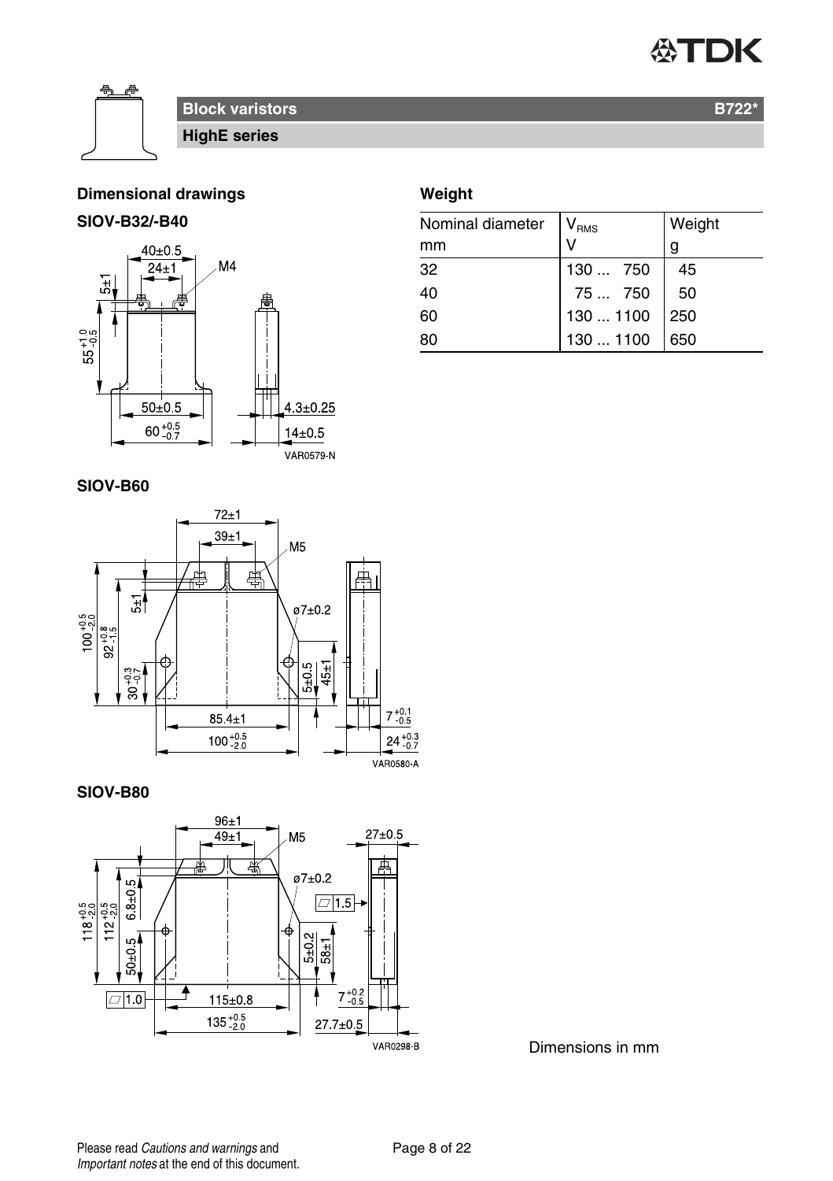## Block varistors — B722*

### HighE series

## Dimensional drawings

### SIOV-B32/-B40

### SIOV-B60

### SIOV-B80

Dimensions in mm

## Weight

| Nominal diameter<br>mm | $V_{RMS}$<br>V | Weight<br>g |
|---|---|---|
| 32 | 130 ... 750 | 45 |
| 40 | 75 ... 750 | 50 |
| 60 | 130 ... 1100 | 250 |
| 80 | 130 ... 1100 | 650 |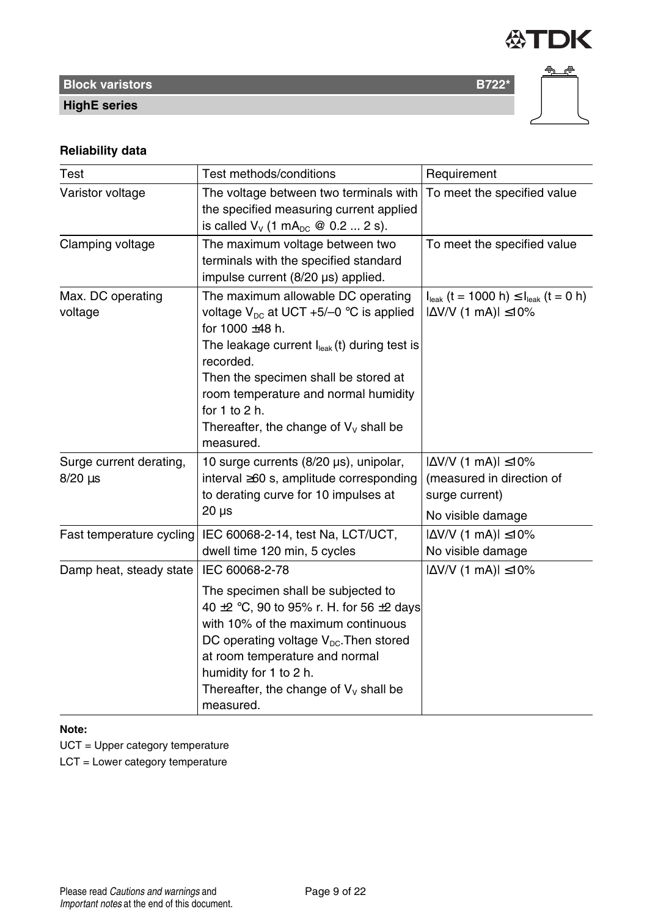**Block varistors** **B722***

**HighE series**

## Reliability data

| Test | Test methods/conditions | Requirement |
|---|---|---|
| Varistor voltage | The voltage between two terminals with the specified measuring current applied is called $V_V$ (1 $mA_{DC}$ @ 0.2 ... 2 s). | To meet the specified value |
| Clamping voltage | The maximum voltage between two terminals with the specified standard impulse current (8/20 µs) applied. | To meet the specified value |
| Max. DC operating voltage | The maximum allowable DC operating voltage $V_{DC}$ at UCT +5/–0 °C is applied for 1000 ±48 h.<br>The leakage current $I_{leak}$ (t) during test is recorded.<br>Then the specimen shall be stored at room temperature and normal humidity for 1 to 2 h.<br>Thereafter, the change of $V_V$ shall be measured. | $I_{leak}$ (t = 1000 h) ≤ $I_{leak}$ (t = 0 h)<br>\|ΔV/V (1 mA)\| ≤10% |
| Surge current derating, 8/20 µs | 10 surge currents (8/20 µs), unipolar, interval ≥60 s, amplitude corresponding to derating curve for 10 impulses at 20 µs | \|ΔV/V (1 mA)\| ≤10% (measured in direction of surge current)<br>No visible damage |
| Fast temperature cycling | IEC 60068-2-14, test Na, LCT/UCT, dwell time 120 min, 5 cycles | \|ΔV/V (1 mA)\| ≤10%<br>No visible damage |
| Damp heat, steady state | IEC 60068-2-78<br>The specimen shall be subjected to 40 ±2 °C, 90 to 95% r. H. for 56 ±2 days with 10% of the maximum continuous DC operating voltage $V_{DC}$.Then stored at room temperature and normal humidity for 1 to 2 h.<br>Thereafter, the change of $V_V$ shall be measured. | \|ΔV/V (1 mA)\| ≤10% |

**Note:**

UCT = Upper category temperature

LCT = Lower category temperature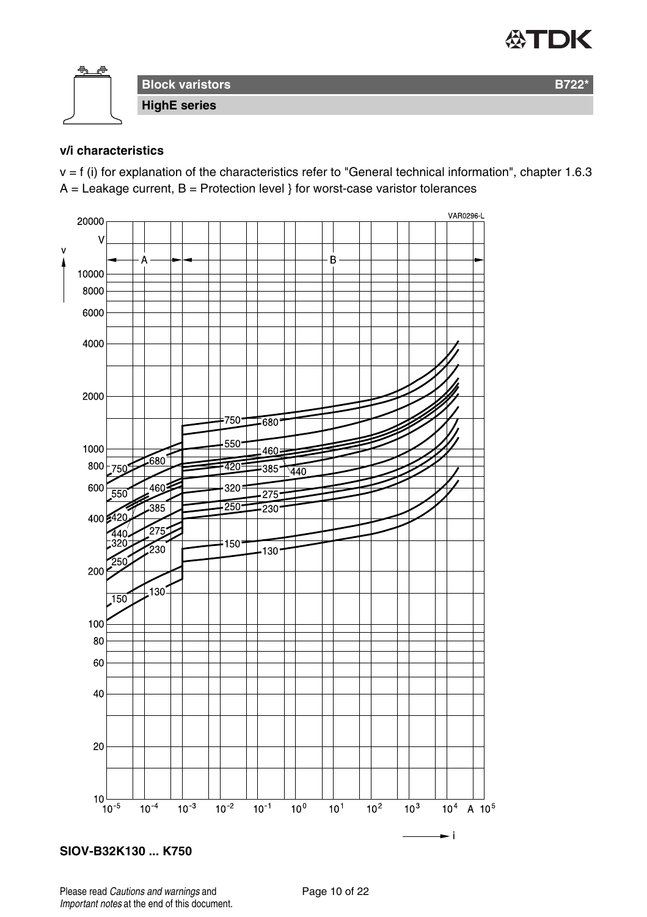## Block varistors B722*

### HighE series

**v/i characteristics**

v = f (i) for explanation of the characteristics refer to "General technical information", chapter 1.6.3
A = Leakage current, B = Protection level } for worst-case varistor tolerances

**SIOV-B32K130 ... K750**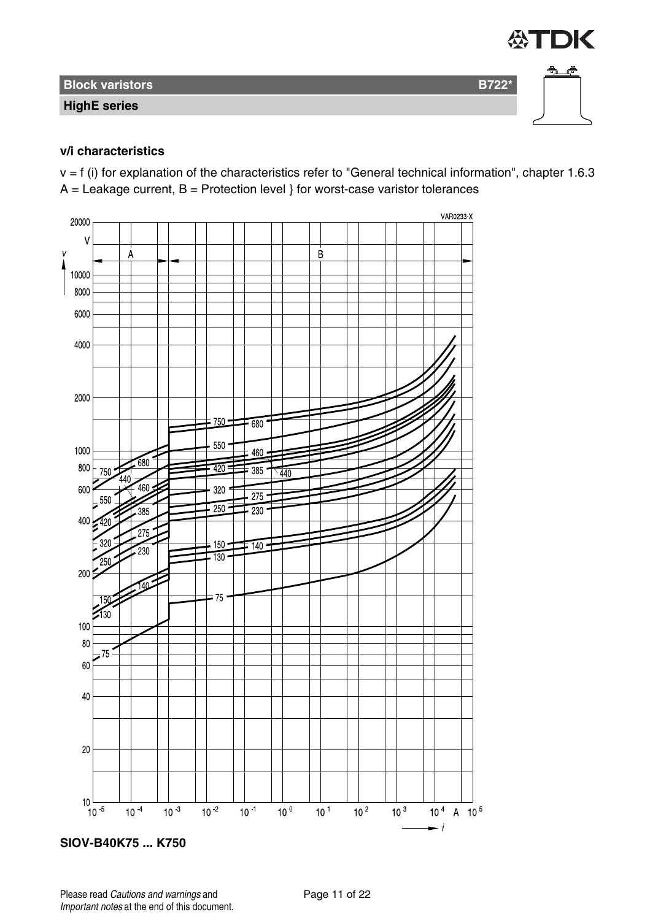**Block varistors** **B722***

**HighE series**

### v/i characteristics

v = f (i) for explanation of the characteristics refer to "General technical information", chapter 1.6.3

A = Leakage current, B = Protection level } for worst-case varistor tolerances

**SIOV-B40K75 ... K750**

Please read *Cautions and warnings* and *Important notes* at the end of this document.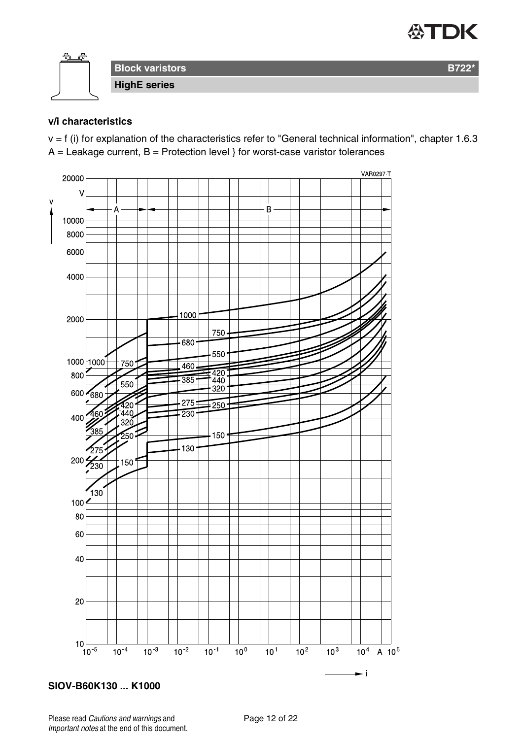## Block varistors B722*

### HighE series

**v/i characteristics**

v = f (i) for explanation of the characteristics refer to "General technical information", chapter 1.6.3
A = Leakage current, B = Protection level } for worst-case varistor tolerances

**SIOV-B60K130 ... K1000**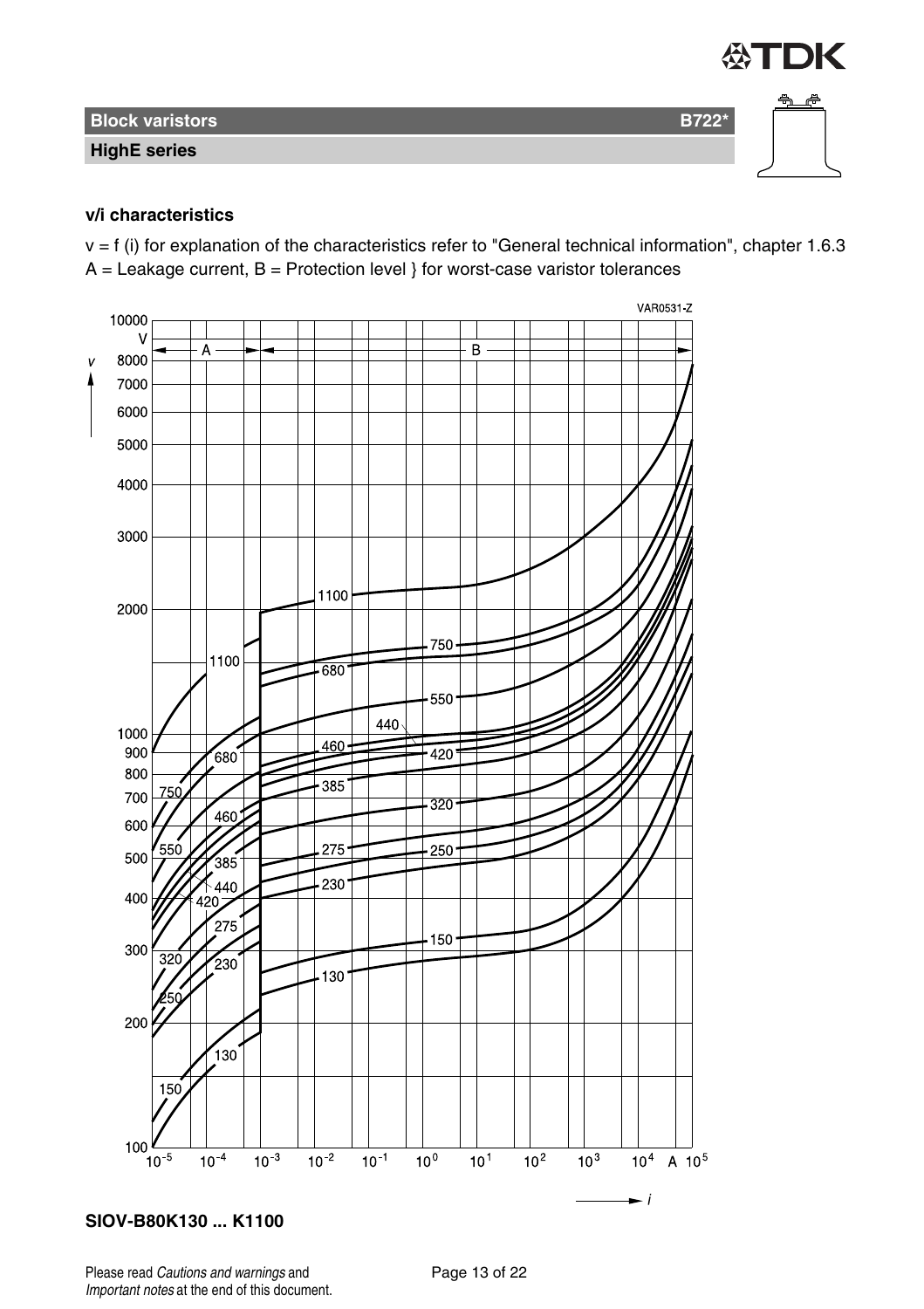## v/i characteristics

v = f (i) for explanation of the characteristics refer to "General technical information", chapter 1.6.3

A = Leakage current, B = Protection level } for worst-case varistor tolerances

VAR0531-Z

**SIOV-B80K130 ... K1100**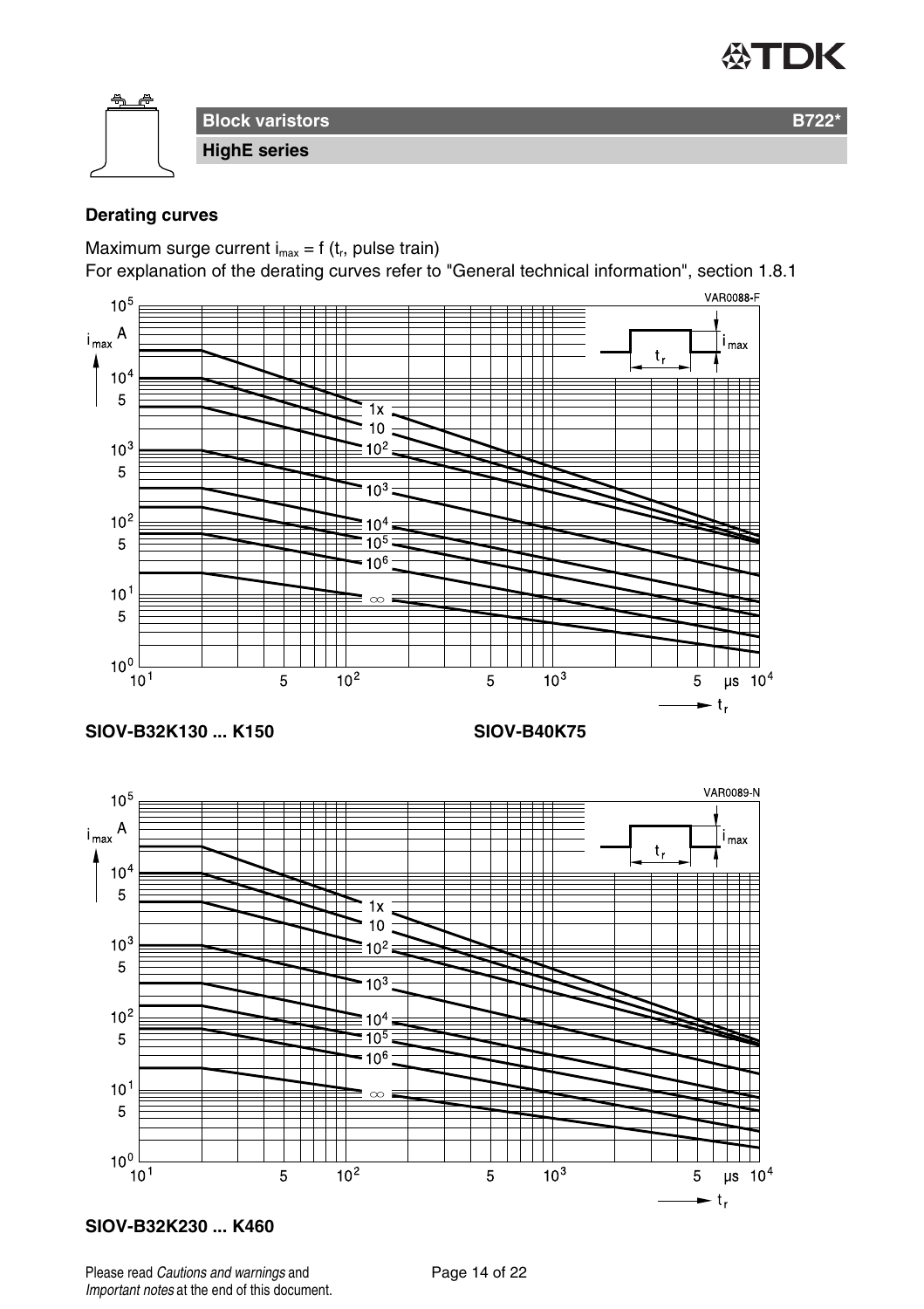## Block varistors B722*

### HighE series

**Derating curves**

Maximum surge current $i_{max} = f\ (t_r$, pulse train)

For explanation of the derating curves refer to "General technical information", section 1.8.1

**SIOV-B32K130 ... K150 SIOV-B40K75**

**SIOV-B32K230 ... K460**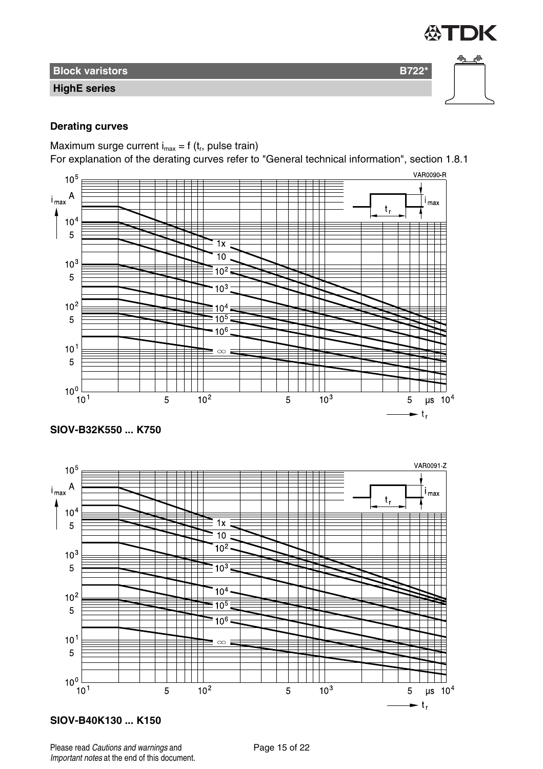## Block varistors — B722*

### HighE series

**Derating curves**

Maximum surge current $i_{max} = f$ ($t_r$, pulse train)
For explanation of the derating curves refer to "General technical information", section 1.8.1

**SIOV-B32K550 ... K750**

**SIOV-B40K130 ... K150**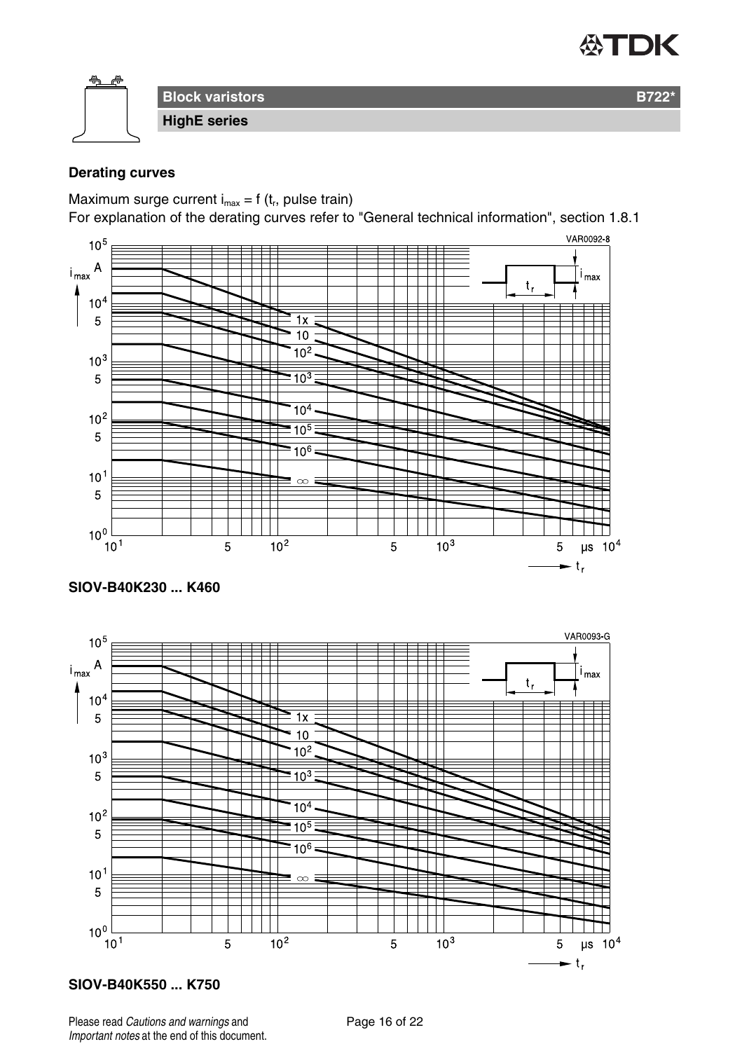## Block varistors — B722*

### HighE series

**Derating curves**

Maximum surge current $i_{max} = f$ ($t_r$, pulse train)

For explanation of the derating curves refer to "General technical information", section 1.8.1

**SIOV-B40K230 ... K460**

**SIOV-B40K550 ... K750**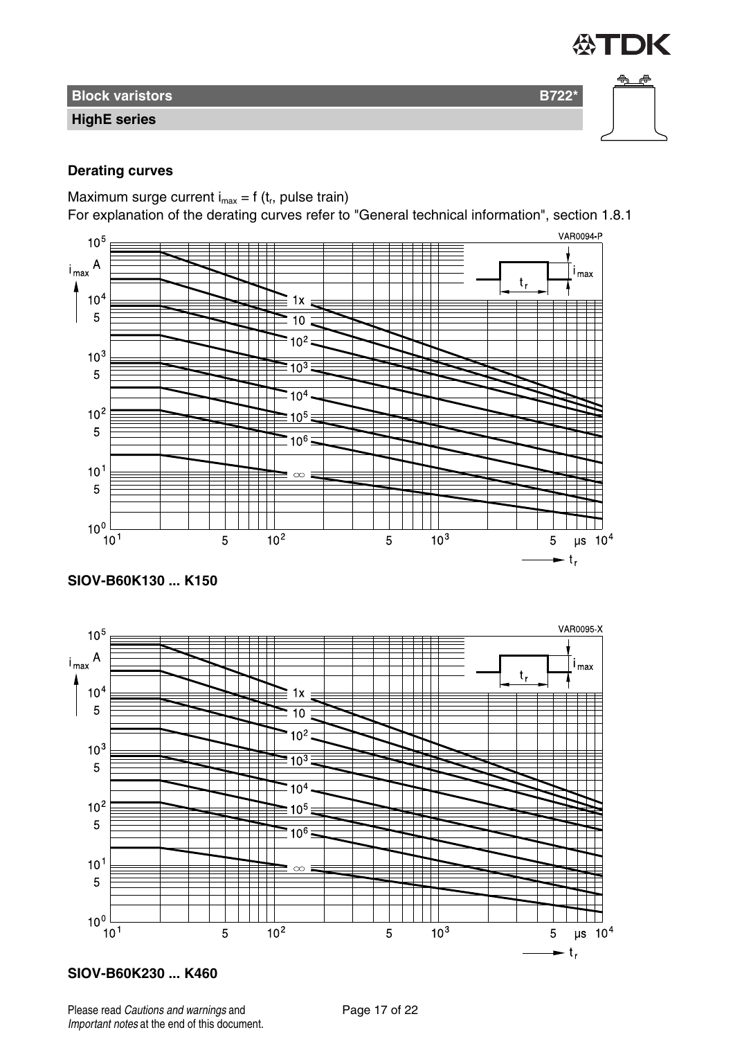## Derating curves

Maximum surge current $i_{max} = f(t_r, \text{pulse train})$

For explanation of the derating curves refer to "General technical information", section 1.8.1

**SIOV-B60K130 ... K150**

**SIOV-B60K230 ... K460**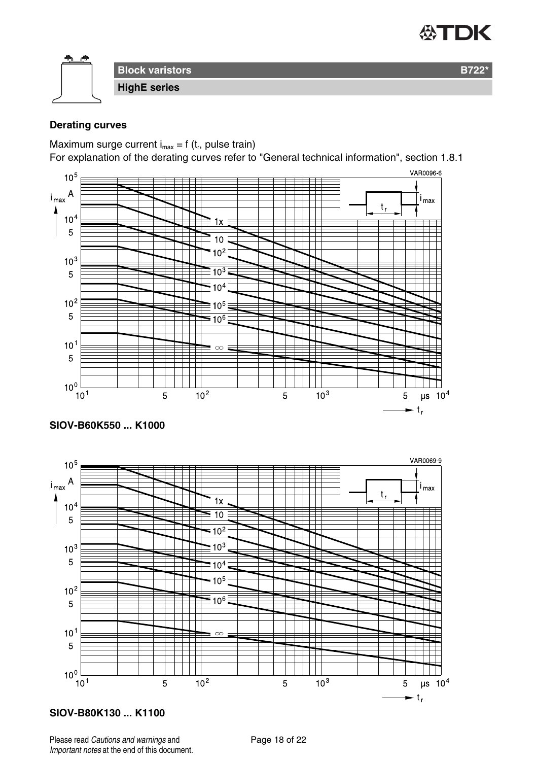# Block varistors — B722*

## HighE series

### Derating curves

Maximum surge current $i_{max} = f(t_r$, pulse train)

For explanation of the derating curves refer to "General technical information", section 1.8.1

**SIOV-B60K550 ... K1000**

**SIOV-B80K130 ... K1100**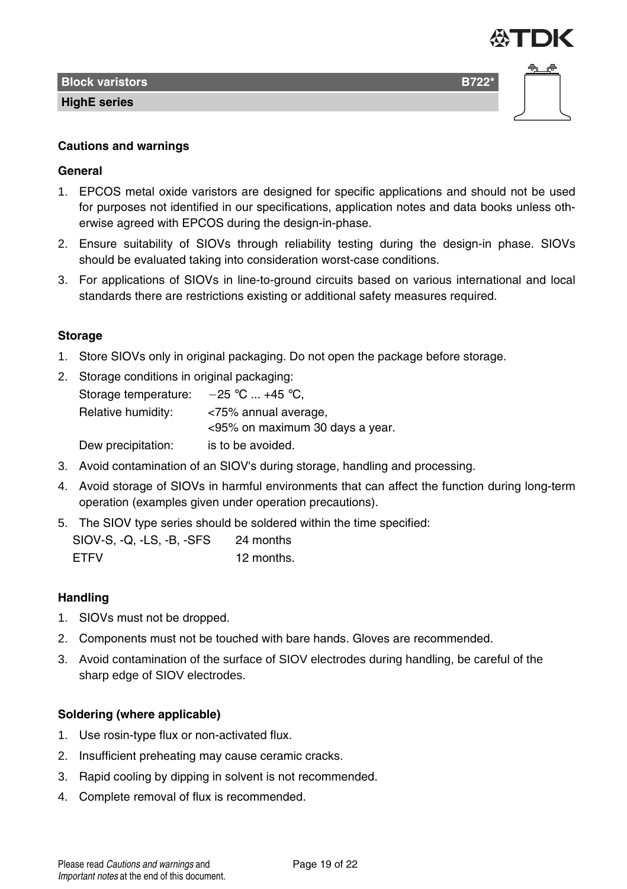## Cautions and warnings

### General

1. EPCOS metal oxide varistors are designed for specific applications and should not be used for purposes not identified in our specifications, application notes and data books unless otherwise agreed with EPCOS during the design-in-phase.
2. Ensure suitability of SIOVs through reliability testing during the design-in phase. SIOVs should be evaluated taking into consideration worst-case conditions.
3. For applications of SIOVs in line-to-ground circuits based on various international and local standards there are restrictions existing or additional safety measures required.

### Storage

1. Store SIOVs only in original packaging. Do not open the package before storage.
2. Storage conditions in original packaging:

   | | |
   |---|---|
   | Storage temperature: | −25 °C ... +45 °C, |
   | Relative humidity: | <75% annual average, <95% on maximum 30 days a year. |
   | Dew precipitation: | is to be avoided. |

3. Avoid contamination of an SIOV's during storage, handling and processing.
4. Avoid storage of SIOVs in harmful environments that can affect the function during long-term operation (examples given under operation precautions).
5. The SIOV type series should be soldered within the time specified:

   | | |
   |---|---|
   | SIOV-S, -Q, -LS, -B, -SFS | 24 months |
   | ETFV | 12 months. |

### Handling

1. SIOVs must not be dropped.
2. Components must not be touched with bare hands. Gloves are recommended.
3. Avoid contamination of the surface of SIOV electrodes during handling, be careful of the sharp edge of SIOV electrodes.

### Soldering (where applicable)

1. Use rosin-type flux or non-activated flux.
2. Insufficient preheating may cause ceramic cracks.
3. Rapid cooling by dipping in solvent is not recommended.
4. Complete removal of flux is recommended.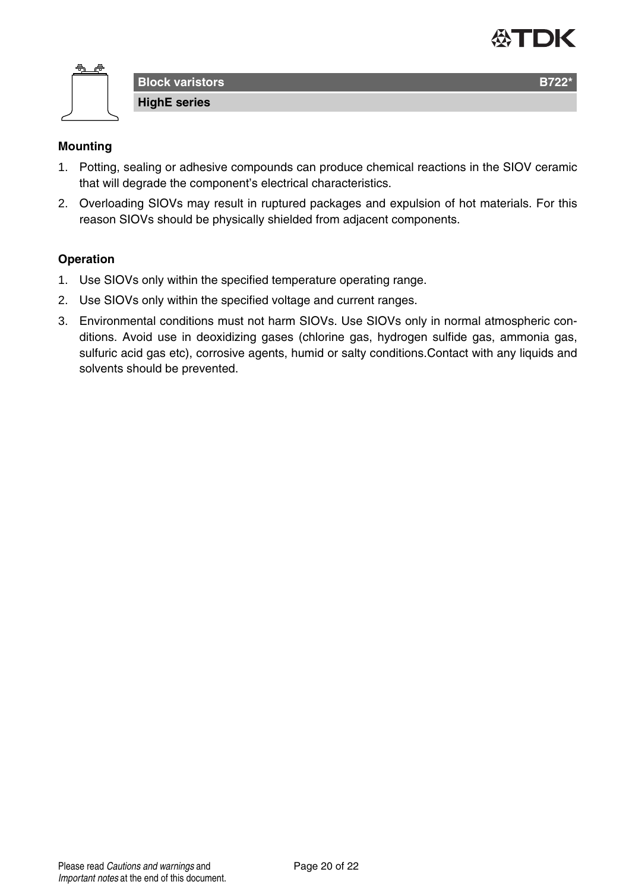**Mounting**

1. Potting, sealing or adhesive compounds can produce chemical reactions in the SIOV ceramic that will degrade the component's electrical characteristics.
2. Overloading SIOVs may result in ruptured packages and expulsion of hot materials. For this reason SIOVs should be physically shielded from adjacent components.

**Operation**

1. Use SIOVs only within the specified temperature operating range.
2. Use SIOVs only within the specified voltage and current ranges.
3. Environmental conditions must not harm SIOVs. Use SIOVs only in normal atmospheric conditions. Avoid use in deoxidizing gases (chlorine gas, hydrogen sulfide gas, ammonia gas, sulfuric acid gas etc), corrosive agents, humid or salty conditions.Contact with any liquids and solvents should be prevented.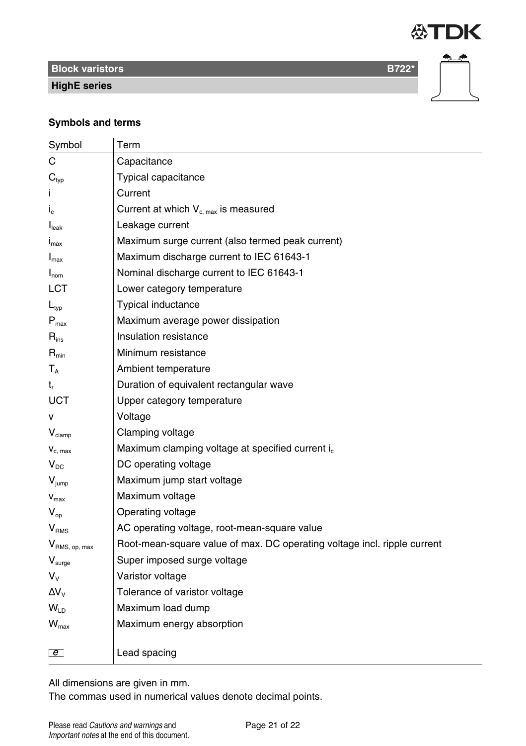**Block varistors** **B722***

**HighE series**

### Symbols and terms

| Symbol | Term |
|---|---|
| $C$ | Capacitance |
| $C_{typ}$ | Typical capacitance |
| $i$ | Current |
| $i_c$ | Current at which $V_{c,\,max}$ is measured |
| $I_{leak}$ | Leakage current |
| $i_{max}$ | Maximum surge current (also termed peak current) |
| $I_{max}$ | Maximum discharge current to IEC 61643-1 |
| $I_{nom}$ | Nominal discharge current to IEC 61643-1 |
| LCT | Lower category temperature |
| $L_{typ}$ | Typical inductance |
| $P_{max}$ | Maximum average power dissipation |
| $R_{ins}$ | Insulation resistance |
| $R_{min}$ | Minimum resistance |
| $T_A$ | Ambient temperature |
| $t_r$ | Duration of equivalent rectangular wave |
| UCT | Upper category temperature |
| $v$ | Voltage |
| $V_{clamp}$ | Clamping voltage |
| $v_{c,\,max}$ | Maximum clamping voltage at specified current $i_c$ |
| $V_{DC}$ | DC operating voltage |
| $V_{jump}$ | Maximum jump start voltage |
| $v_{max}$ | Maximum voltage |
| $V_{op}$ | Operating voltage |
| $V_{RMS}$ | AC operating voltage, root-mean-square value |
| $V_{RMS,\,op,\,max}$ | Root-mean-square value of max. DC operating voltage incl. ripple current |
| $V_{surge}$ | Super imposed surge voltage |
| $V_V$ | Varistor voltage |
| $\Delta V_V$ | Tolerance of varistor voltage |
| $W_{LD}$ | Maximum load dump |
| $W_{max}$ | Maximum energy absorption |
| $e$ | Lead spacing |

All dimensions are given in mm.
The commas used in numerical values denote decimal points.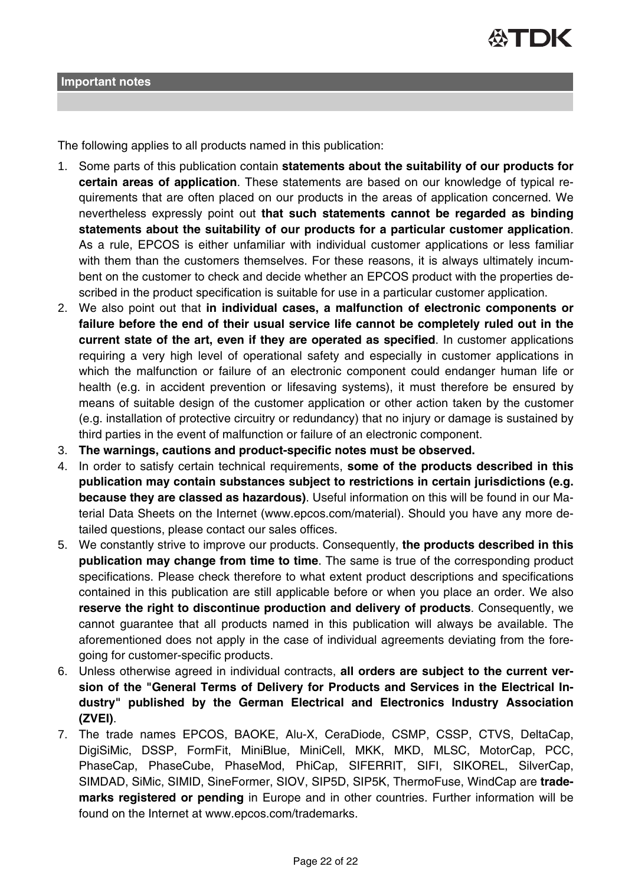## Important notes

The following applies to all products named in this publication:

1. Some parts of this publication contain **statements about the suitability of our products for certain areas of application**. These statements are based on our knowledge of typical requirements that are often placed on our products in the areas of application concerned. We nevertheless expressly point out **that such statements cannot be regarded as binding statements about the suitability of our products for a particular customer application**. As a rule, EPCOS is either unfamiliar with individual customer applications or less familiar with them than the customers themselves. For these reasons, it is always ultimately incumbent on the customer to check and decide whether an EPCOS product with the properties described in the product specification is suitable for use in a particular customer application.
2. We also point out that **in individual cases, a malfunction of electronic components or failure before the end of their usual service life cannot be completely ruled out in the current state of the art, even if they are operated as specified**. In customer applications requiring a very high level of operational safety and especially in customer applications in which the malfunction or failure of an electronic component could endanger human life or health (e.g. in accident prevention or lifesaving systems), it must therefore be ensured by means of suitable design of the customer application or other action taken by the customer (e.g. installation of protective circuitry or redundancy) that no injury or damage is sustained by third parties in the event of malfunction or failure of an electronic component.
3. **The warnings, cautions and product-specific notes must be observed.**
4. In order to satisfy certain technical requirements, **some of the products described in this publication may contain substances subject to restrictions in certain jurisdictions (e.g. because they are classed as hazardous)**. Useful information on this will be found in our Material Data Sheets on the Internet (www.epcos.com/material). Should you have any more detailed questions, please contact our sales offices.
5. We constantly strive to improve our products. Consequently, **the products described in this publication may change from time to time**. The same is true of the corresponding product specifications. Please check therefore to what extent product descriptions and specifications contained in this publication are still applicable before or when you place an order. We also **reserve the right to discontinue production and delivery of products**. Consequently, we cannot guarantee that all products named in this publication will always be available. The aforementioned does not apply in the case of individual agreements deviating from the foregoing for customer-specific products.
6. Unless otherwise agreed in individual contracts, **all orders are subject to the current version of the "General Terms of Delivery for Products and Services in the Electrical Industry" published by the German Electrical and Electronics Industry Association (ZVEI)**.
7. The trade names EPCOS, BAOKE, Alu-X, CeraDiode, CSMP, CSSP, CTVS, DeltaCap, DigiSiMic, DSSP, FormFit, MiniBlue, MiniCell, MKK, MKD, MLSC, MotorCap, PCC, PhaseCap, PhaseCube, PhaseMod, PhiCap, SIFERRIT, SIFI, SIKOREL, SilverCap, SIMDAD, SiMic, SIMID, SineFormer, SIOV, SIP5D, SIP5K, ThermoFuse, WindCap are **trademarks registered or pending** in Europe and in other countries. Further information will be found on the Internet at www.epcos.com/trademarks.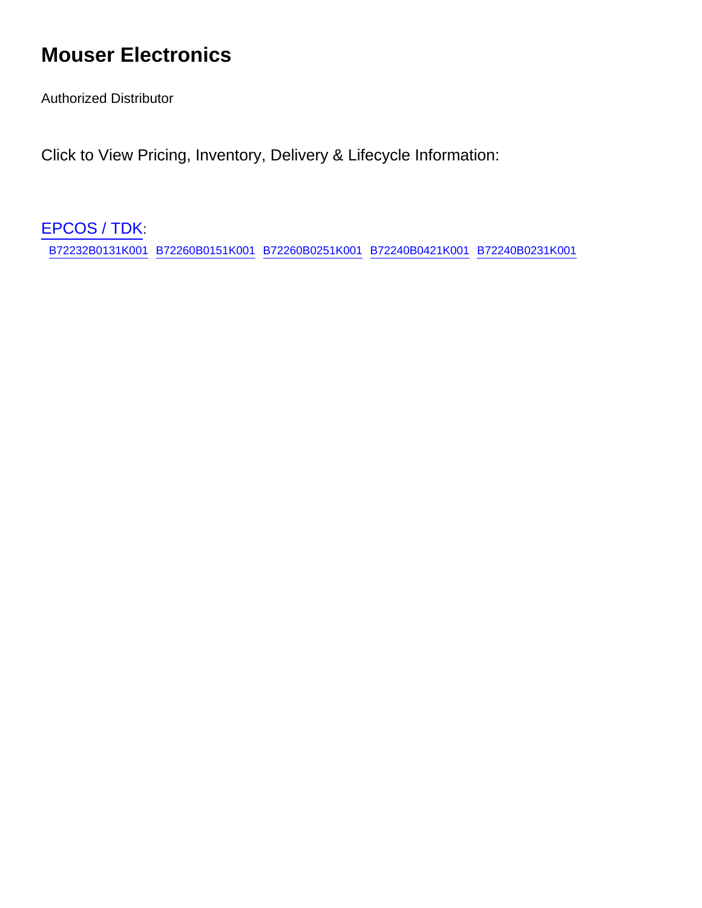# Mouser Electronics

Authorized Distributor

Click to View Pricing, Inventory, Delivery & Lifecycle Information:

EPCOS / TDK:

B72232B0131K001 B72260B0151K001 B72260B0251K001 B72240B0421K001 B72240B0231K001